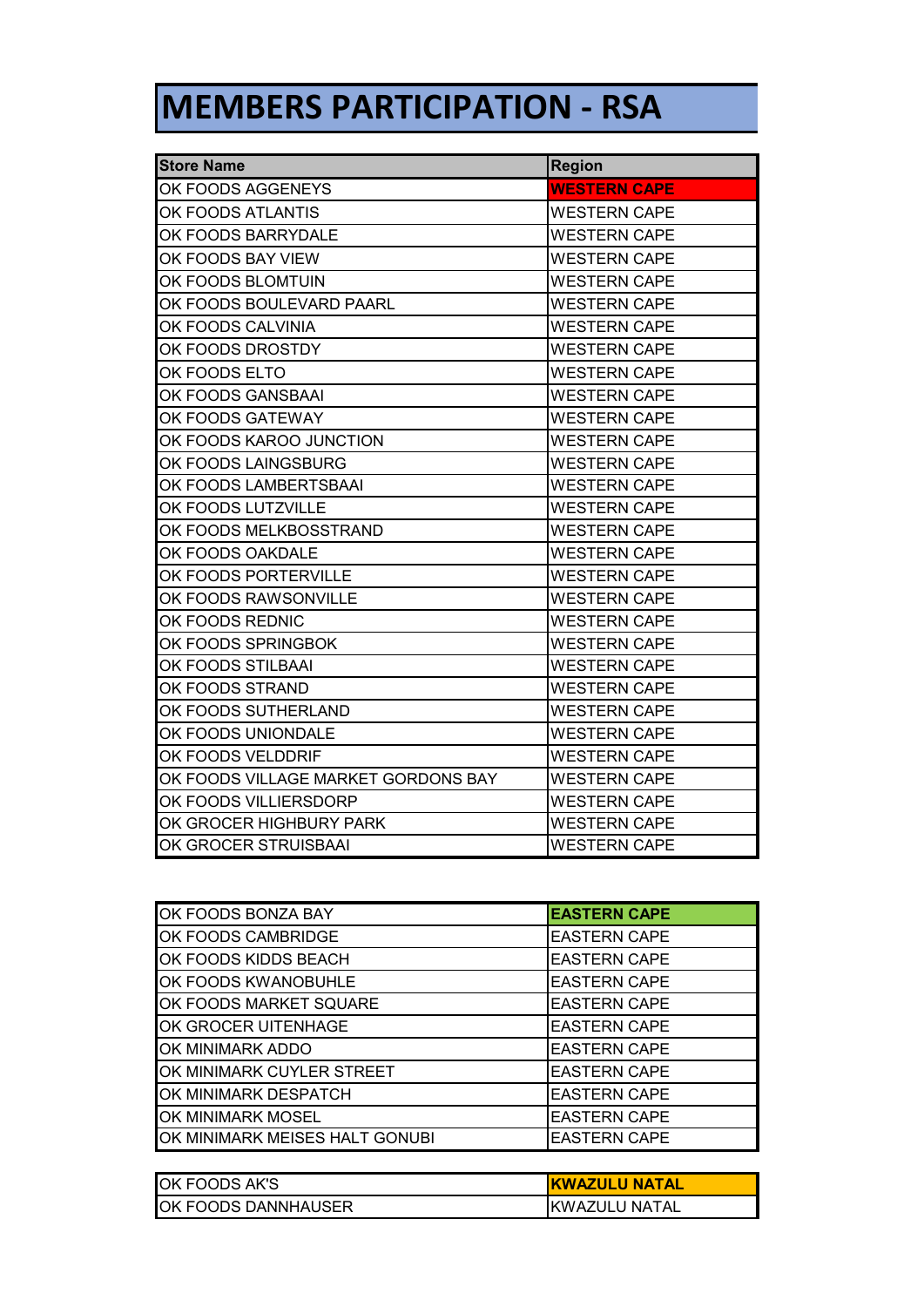# MEMBERS PARTICIPATION - RSA

| Store Name | Region |
|---|---|
| OK FOODS AGGENEYS | WESTERN CAPE |
| OK FOODS ATLANTIS | WESTERN CAPE |
| OK FOODS BARRYDALE | WESTERN CAPE |
| OK FOODS BAY VIEW | WESTERN CAPE |
| OK FOODS BLOMTUIN | WESTERN CAPE |
| OK FOODS BOULEVARD PAARL | WESTERN CAPE |
| OK FOODS CALVINIA | WESTERN CAPE |
| OK FOODS DROSTDY | WESTERN CAPE |
| OK FOODS ELTO | WESTERN CAPE |
| OK FOODS GANSBAAI | WESTERN CAPE |
| OK FOODS GATEWAY | WESTERN CAPE |
| OK FOODS KAROO JUNCTION | WESTERN CAPE |
| OK FOODS LAINGSBURG | WESTERN CAPE |
| OK FOODS LAMBERTSBAAI | WESTERN CAPE |
| OK FOODS LUTZVILLE | WESTERN CAPE |
| OK FOODS MELKBOSSTRAND | WESTERN CAPE |
| OK FOODS OAKDALE | WESTERN CAPE |
| OK FOODS PORTERVILLE | WESTERN CAPE |
| OK FOODS RAWSONVILLE | WESTERN CAPE |
| OK FOODS REDNIC | WESTERN CAPE |
| OK FOODS SPRINGBOK | WESTERN CAPE |
| OK FOODS STILBAAI | WESTERN CAPE |
| OK FOODS STRAND | WESTERN CAPE |
| OK FOODS SUTHERLAND | WESTERN CAPE |
| OK FOODS UNIONDALE | WESTERN CAPE |
| OK FOODS VELDDRIF | WESTERN CAPE |
| OK FOODS VILLAGE MARKET GORDONS BAY | WESTERN CAPE |
| OK FOODS VILLIERSDORP | WESTERN CAPE |
| OK GROCER HIGHBURY PARK | WESTERN CAPE |
| OK GROCER STRUISBAAI | WESTERN CAPE |

| Store Name | Region |
|---|---|
| OK FOODS BONZA BAY | EASTERN CAPE |
| OK FOODS CAMBRIDGE | EASTERN CAPE |
| OK FOODS KIDDS BEACH | EASTERN CAPE |
| OK FOODS KWANOBUHLE | EASTERN CAPE |
| OK FOODS MARKET SQUARE | EASTERN CAPE |
| OK GROCER UITENHAGE | EASTERN CAPE |
| OK MINIMARK ADDO | EASTERN CAPE |
| OK MINIMARK CUYLER STREET | EASTERN CAPE |
| OK MINIMARK DESPATCH | EASTERN CAPE |
| OK MINIMARK MOSEL | EASTERN CAPE |
| OK MINIMARK MEISES HALT GONUBI | EASTERN CAPE |

| Store Name | Region |
|---|---|
| OK FOODS AK'S | KWAZULU NATAL |
| OK FOODS DANNHAUSER | KWAZULU NATAL |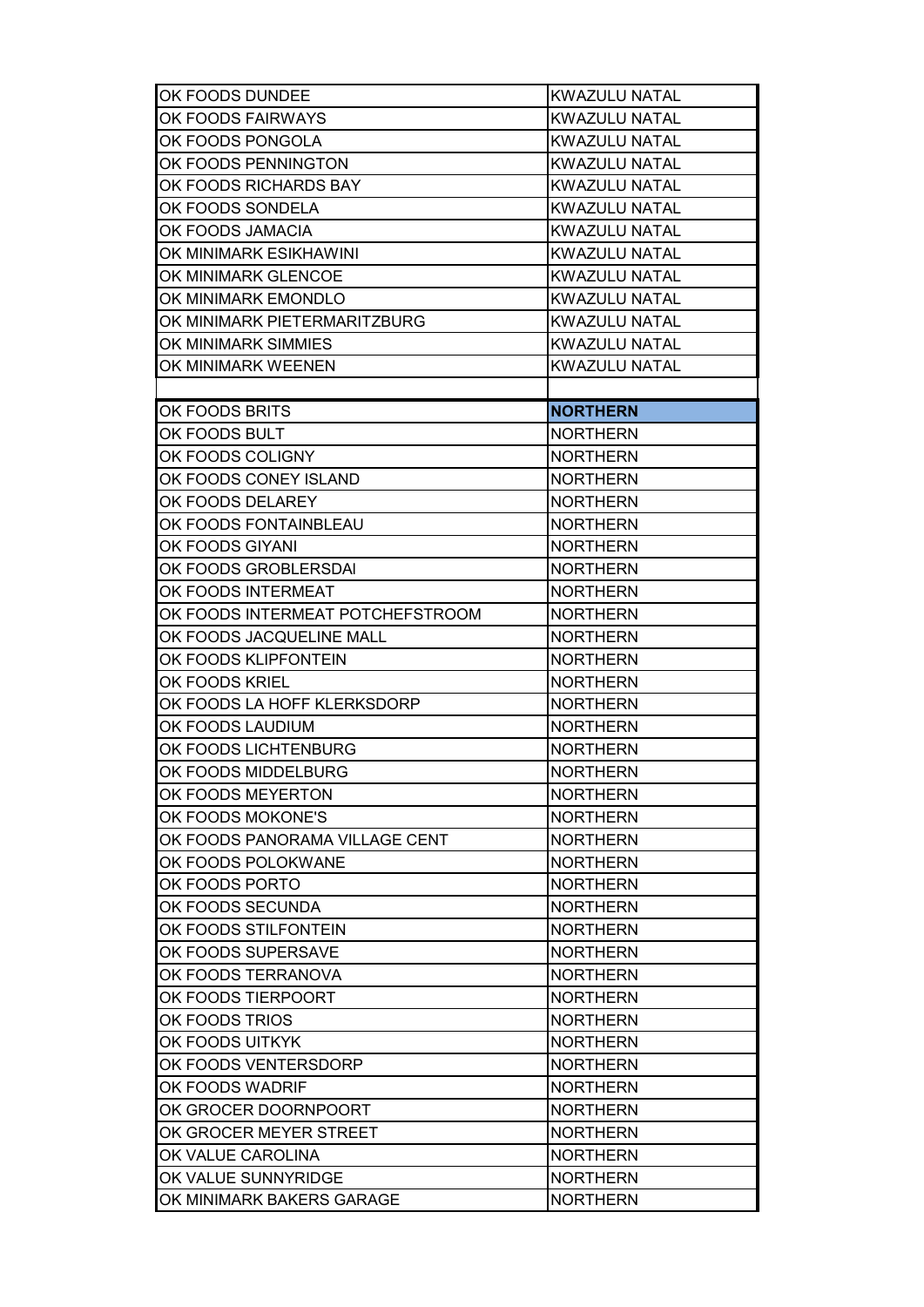| | |
|---|---|
| OK FOODS DUNDEE | KWAZULU NATAL |
| OK FOODS FAIRWAYS | KWAZULU NATAL |
| OK FOODS PONGOLA | KWAZULU NATAL |
| OK FOODS PENNINGTON | KWAZULU NATAL |
| OK FOODS RICHARDS BAY | KWAZULU NATAL |
| OK FOODS SONDELA | KWAZULU NATAL |
| OK FOODS JAMACIA | KWAZULU NATAL |
| OK MINIMARK ESIKHAWINI | KWAZULU NATAL |
| OK MINIMARK GLENCOE | KWAZULU NATAL |
| OK MINIMARK EMONDLO | KWAZULU NATAL |
| OK MINIMARK PIETERMARITZBURG | KWAZULU NATAL |
| OK MINIMARK SIMMIES | KWAZULU NATAL |
| OK MINIMARK WEENEN | KWAZULU NATAL |
| | |
| OK FOODS BRITS | **NORTHERN** |
| OK FOODS BULT | NORTHERN |
| OK FOODS COLIGNY | NORTHERN |
| OK FOODS CONEY ISLAND | NORTHERN |
| OK FOODS DELAREY | NORTHERN |
| OK FOODS FONTAINBLEAU | NORTHERN |
| OK FOODS GIYANI | NORTHERN |
| OK FOODS GROBLERSDAl | NORTHERN |
| OK FOODS INTERMEAT | NORTHERN |
| OK FOODS INTERMEAT POTCHEFSTROOM | NORTHERN |
| OK FOODS JACQUELINE MALL | NORTHERN |
| OK FOODS KLIPFONTEIN | NORTHERN |
| OK FOODS KRIEL | NORTHERN |
| OK FOODS LA HOFF KLERKSDORP | NORTHERN |
| OK FOODS LAUDIUM | NORTHERN |
| OK FOODS LICHTENBURG | NORTHERN |
| OK FOODS MIDDELBURG | NORTHERN |
| OK FOODS MEYERTON | NORTHERN |
| OK FOODS MOKONE'S | NORTHERN |
| OK FOODS PANORAMA VILLAGE CENT | NORTHERN |
| OK FOODS POLOKWANE | NORTHERN |
| OK FOODS PORTO | NORTHERN |
| OK FOODS SECUNDA | NORTHERN |
| OK FOODS STILFONTEIN | NORTHERN |
| OK FOODS SUPERSAVE | NORTHERN |
| OK FOODS TERRANOVA | NORTHERN |
| OK FOODS TIERPOORT | NORTHERN |
| OK FOODS TRIOS | NORTHERN |
| OK FOODS UITKYK | NORTHERN |
| OK FOODS VENTERSDORP | NORTHERN |
| OK FOODS WADRIF | NORTHERN |
| OK GROCER DOORNPOORT | NORTHERN |
| OK GROCER MEYER STREET | NORTHERN |
| OK VALUE CAROLINA | NORTHERN |
| OK VALUE SUNNYRIDGE | NORTHERN |
| OK MINIMARK BAKERS GARAGE | NORTHERN |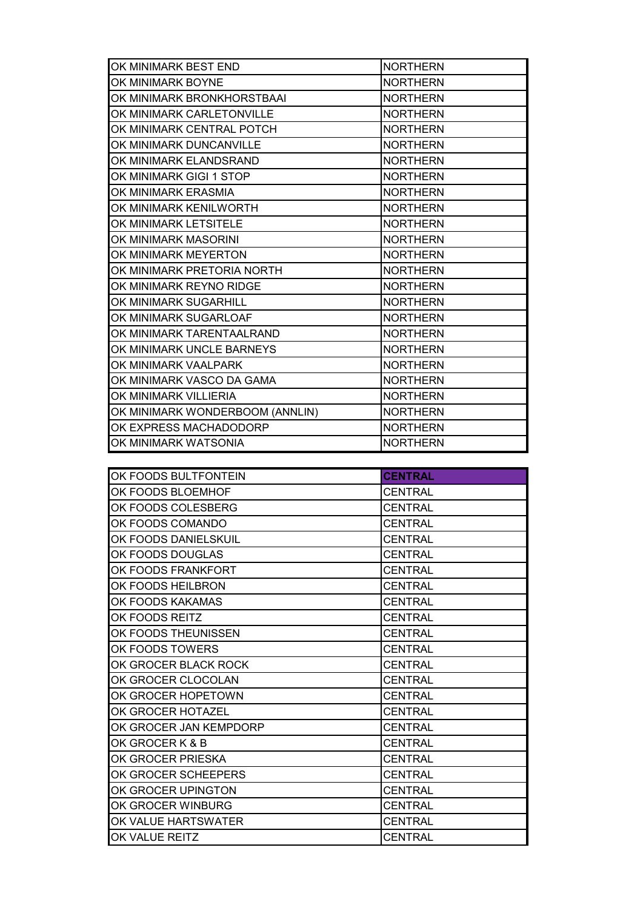| | |
|---|---|
| OK MINIMARK BEST END | NORTHERN |
| OK MINIMARK BOYNE | NORTHERN |
| OK MINIMARK BRONKHORSTBAAI | NORTHERN |
| OK MINIMARK CARLETONVILLE | NORTHERN |
| OK MINIMARK CENTRAL POTCH | NORTHERN |
| OK MINIMARK DUNCANVILLE | NORTHERN |
| OK MINIMARK ELANDSRAND | NORTHERN |
| OK MINIMARK GIGI 1 STOP | NORTHERN |
| OK MINIMARK ERASMIA | NORTHERN |
| OK MINIMARK KENILWORTH | NORTHERN |
| OK MINIMARK LETSITELE | NORTHERN |
| OK MINIMARK MASORINI | NORTHERN |
| OK MINIMARK MEYERTON | NORTHERN |
| OK MINIMARK PRETORIA NORTH | NORTHERN |
| OK MINIMARK REYNO RIDGE | NORTHERN |
| OK MINIMARK SUGARHILL | NORTHERN |
| OK MINIMARK SUGARLOAF | NORTHERN |
| OK MINIMARK TARENTAALRAND | NORTHERN |
| OK MINIMARK UNCLE BARNEYS | NORTHERN |
| OK MINIMARK VAALPARK | NORTHERN |
| OK MINIMARK VASCO DA GAMA | NORTHERN |
| OK MINIMARK VILLIERIA | NORTHERN |
| OK MINIMARK WONDERBOOM (ANNLIN) | NORTHERN |
| OK EXPRESS MACHADODORP | NORTHERN |
| OK MINIMARK WATSONIA | NORTHERN |

| | |
|---|---|
| OK FOODS BULTFONTEIN | **CENTRAL** |
| OK FOODS BLOEMHOF | CENTRAL |
| OK FOODS COLESBERG | CENTRAL |
| OK FOODS COMANDO | CENTRAL |
| OK FOODS DANIELSKUIL | CENTRAL |
| OK FOODS DOUGLAS | CENTRAL |
| OK FOODS FRANKFORT | CENTRAL |
| OK FOODS HEILBRON | CENTRAL |
| OK FOODS KAKAMAS | CENTRAL |
| OK FOODS REITZ | CENTRAL |
| OK FOODS THEUNISSEN | CENTRAL |
| OK FOODS TOWERS | CENTRAL |
| OK GROCER BLACK ROCK | CENTRAL |
| OK GROCER CLOCOLAN | CENTRAL |
| OK GROCER HOPETOWN | CENTRAL |
| OK GROCER HOTAZEL | CENTRAL |
| OK GROCER JAN KEMPDORP | CENTRAL |
| OK GROCER K & B | CENTRAL |
| OK GROCER PRIESKA | CENTRAL |
| OK GROCER SCHEEPERS | CENTRAL |
| OK GROCER UPINGTON | CENTRAL |
| OK GROCER WINBURG | CENTRAL |
| OK VALUE HARTSWATER | CENTRAL |
| OK VALUE REITZ | CENTRAL |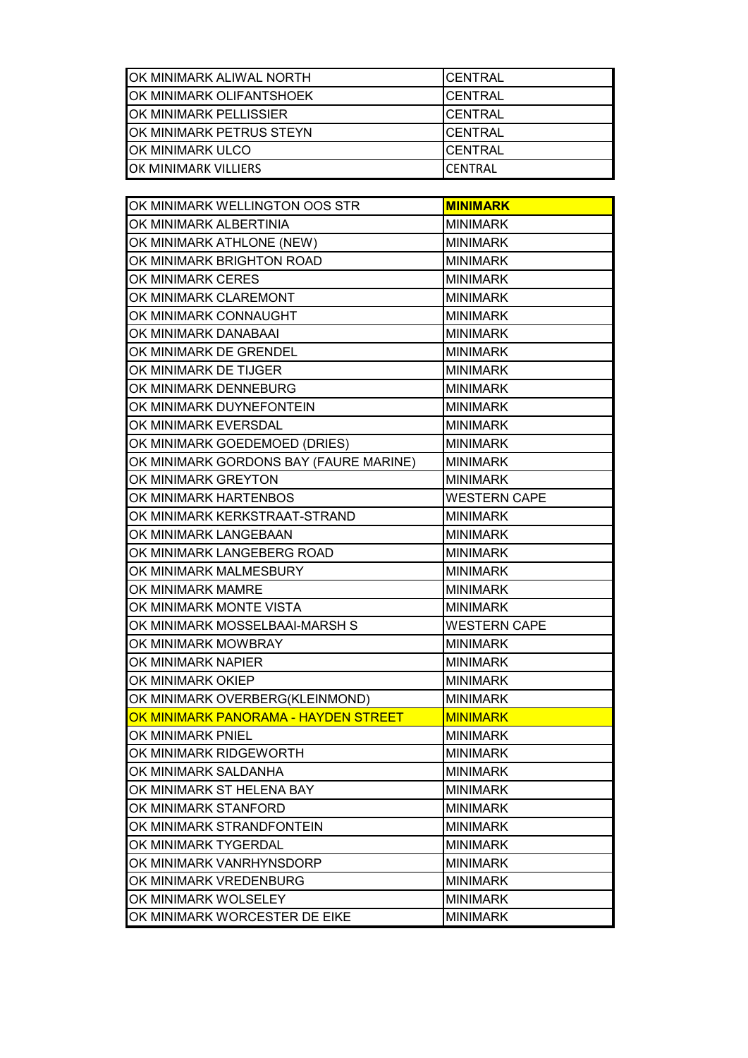| OK MINIMARK ALIWAL NORTH | CENTRAL |
|---|---|
| OK MINIMARK OLIFANTSHOEK | CENTRAL |
| OK MINIMARK PELLISSIER | CENTRAL |
| OK MINIMARK PETRUS STEYN | CENTRAL |
| OK MINIMARK ULCO | CENTRAL |
| OK MINIMARK VILLIERS | CENTRAL |

| OK MINIMARK WELLINGTON OOS STR | **MINIMARK** |
|---|---|
| OK MINIMARK ALBERTINIA | MINIMARK |
| OK MINIMARK ATHLONE (NEW) | MINIMARK |
| OK MINIMARK BRIGHTON ROAD | MINIMARK |
| OK MINIMARK CERES | MINIMARK |
| OK MINIMARK CLAREMONT | MINIMARK |
| OK MINIMARK CONNAUGHT | MINIMARK |
| OK MINIMARK DANABAAI | MINIMARK |
| OK MINIMARK DE GRENDEL | MINIMARK |
| OK MINIMARK DE TIJGER | MINIMARK |
| OK MINIMARK DENNEBURG | MINIMARK |
| OK MINIMARK DUYNEFONTEIN | MINIMARK |
| OK MINIMARK EVERSDAL | MINIMARK |
| OK MINIMARK GOEDEMOED (DRIES) | MINIMARK |
| OK MINIMARK GORDONS BAY (FAURE MARINE) | MINIMARK |
| OK MINIMARK GREYTON | MINIMARK |
| OK MINIMARK HARTENBOS | WESTERN CAPE |
| OK MINIMARK KERKSTRAAT-STRAND | MINIMARK |
| OK MINIMARK LANGEBAAN | MINIMARK |
| OK MINIMARK LANGEBERG ROAD | MINIMARK |
| OK MINIMARK MALMESBURY | MINIMARK |
| OK MINIMARK MAMRE | MINIMARK |
| OK MINIMARK MONTE VISTA | MINIMARK |
| OK MINIMARK MOSSELBAAI-MARSH S | WESTERN CAPE |
| OK MINIMARK MOWBRAY | MINIMARK |
| OK MINIMARK NAPIER | MINIMARK |
| OK MINIMARK OKIEP | MINIMARK |
| OK MINIMARK OVERBERG(KLEINMOND) | MINIMARK |
| OK MINIMARK PANORAMA - HAYDEN STREET | MINIMARK |
| OK MINIMARK PNIEL | MINIMARK |
| OK MINIMARK RIDGEWORTH | MINIMARK |
| OK MINIMARK SALDANHA | MINIMARK |
| OK MINIMARK ST HELENA BAY | MINIMARK |
| OK MINIMARK STANFORD | MINIMARK |
| OK MINIMARK STRANDFONTEIN | MINIMARK |
| OK MINIMARK TYGERDAL | MINIMARK |
| OK MINIMARK VANRHYNSDORP | MINIMARK |
| OK MINIMARK VREDENBURG | MINIMARK |
| OK MINIMARK WOLSELEY | MINIMARK |
| OK MINIMARK WORCESTER DE EIKE | MINIMARK |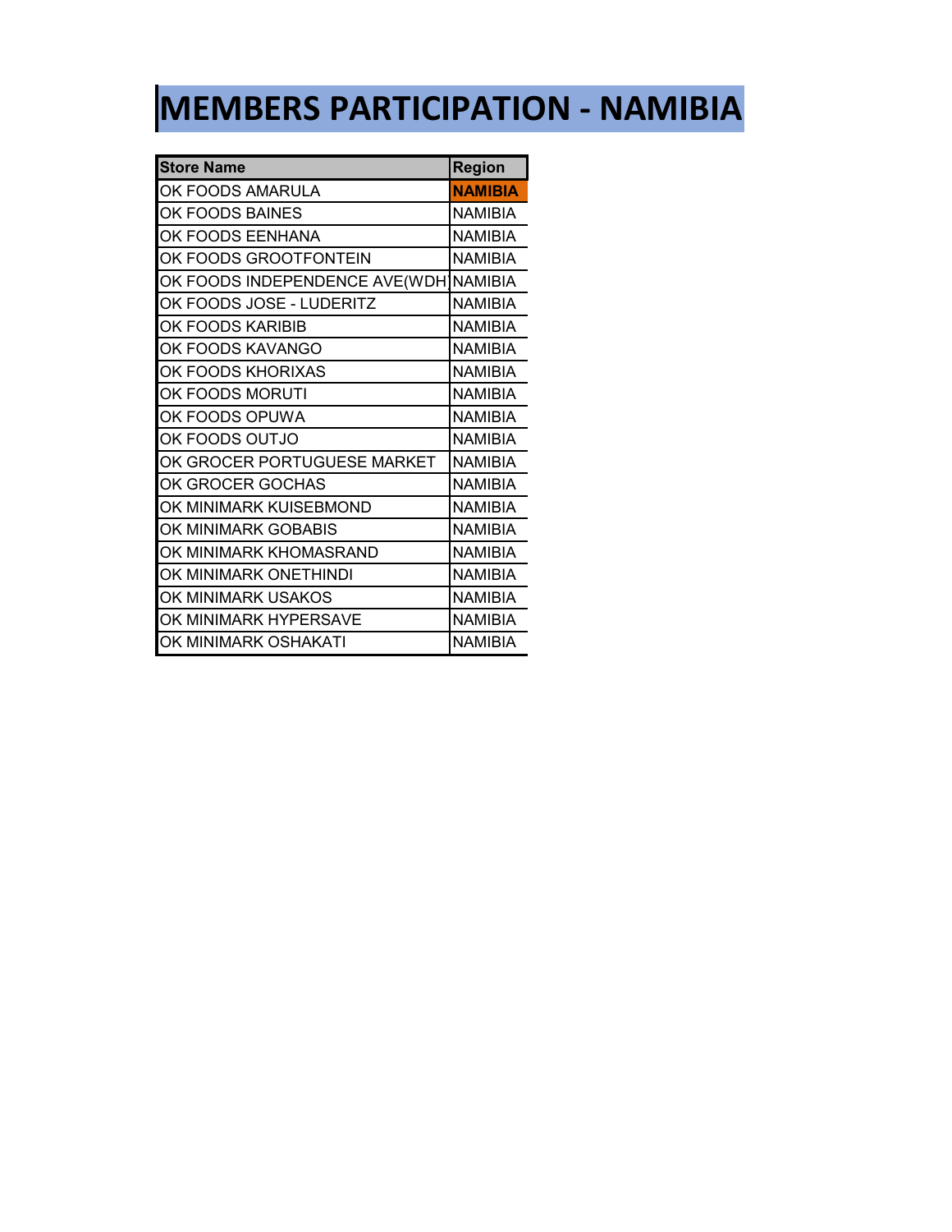# MEMBERS PARTICIPATION - NAMIBIA

| Store Name | Region |
|---|---|
| OK FOODS AMARULA | **NAMIBIA** |
| OK FOODS BAINES | NAMIBIA |
| OK FOODS EENHANA | NAMIBIA |
| OK FOODS GROOTFONTEIN | NAMIBIA |
| OK FOODS INDEPENDENCE AVE(WDH | NAMIBIA |
| OK FOODS JOSE - LUDERITZ | NAMIBIA |
| OK FOODS KARIBIB | NAMIBIA |
| OK FOODS KAVANGO | NAMIBIA |
| OK FOODS KHORIXAS | NAMIBIA |
| OK FOODS MORUTI | NAMIBIA |
| OK FOODS OPUWA | NAMIBIA |
| OK FOODS OUTJO | NAMIBIA |
| OK GROCER PORTUGUESE MARKET | NAMIBIA |
| OK GROCER GOCHAS | NAMIBIA |
| OK MINIMARK KUISEBMOND | NAMIBIA |
| OK MINIMARK GOBABIS | NAMIBIA |
| OK MINIMARK KHOMASRAND | NAMIBIA |
| OK MINIMARK ONETHINDI | NAMIBIA |
| OK MINIMARK USAKOS | NAMIBIA |
| OK MINIMARK HYPERSAVE | NAMIBIA |
| OK MINIMARK OSHAKATI | NAMIBIA |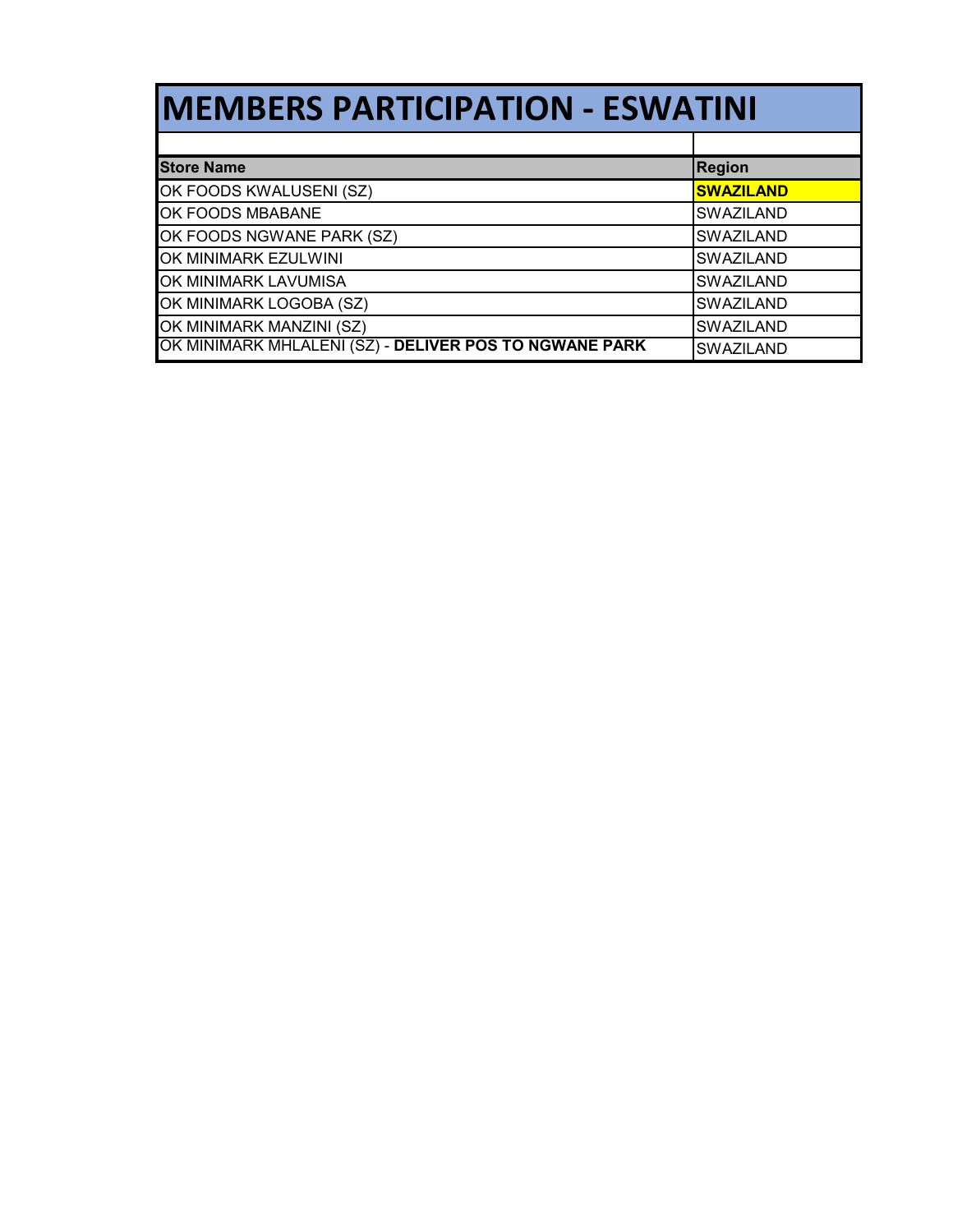# MEMBERS PARTICIPATION - ESWATINI

| Store Name | Region |
|---|---|
| OK FOODS KWALUSENI (SZ) | **SWAZILAND** |
| OK FOODS MBABANE | SWAZILAND |
| OK FOODS NGWANE PARK (SZ) | SWAZILAND |
| OK MINIMARK EZULWINI | SWAZILAND |
| OK MINIMARK LAVUMISA | SWAZILAND |
| OK MINIMARK LOGOBA (SZ) | SWAZILAND |
| OK MINIMARK MANZINI (SZ) | SWAZILAND |
| OK MINIMARK MHLALENI (SZ) - **DELIVER POS TO NGWANE PARK** | SWAZILAND |